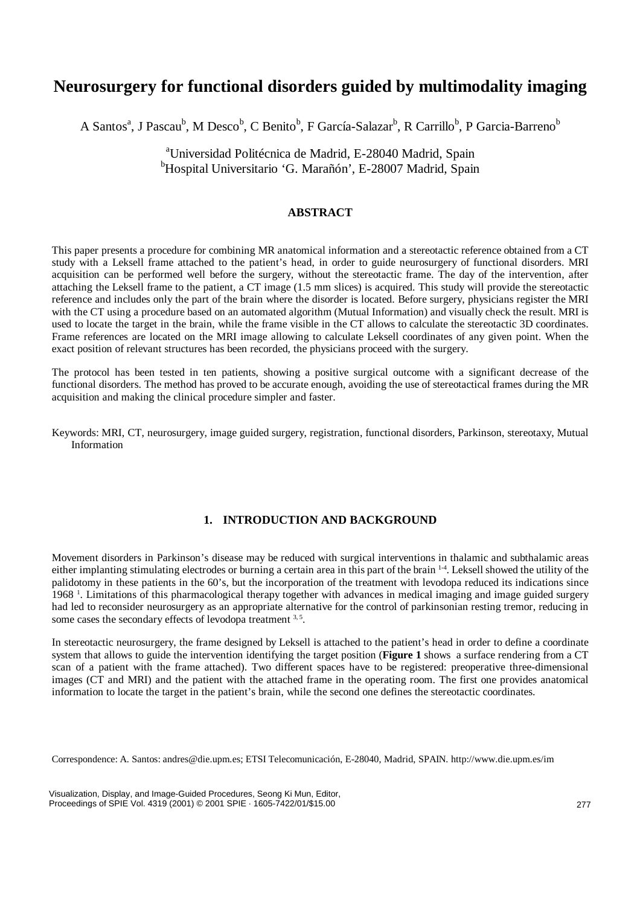# Neurosurgery for functional disorders guided by multimodality imaging

A Santos[a], J Pascau[b], M Desco[b], C Benito[b], F García-Salazar[b], R Carrillo[b], P Garcia-Barreno[b]

[a]Universidad Politécnica de Madrid, E-28040 Madrid, Spain
[b]Hospital Universitario 'G. Marañón', E-28007 Madrid, Spain

## ABSTRACT

This paper presents a procedure for combining MR anatomical information and a stereotactic reference obtained from a CT study with a Leksell frame attached to the patient's head, in order to guide neurosurgery of functional disorders. MRI acquisition can be performed well before the surgery, without the stereotactic frame. The day of the intervention, after attaching the Leksell frame to the patient, a CT image (1.5 mm slices) is acquired. This study will provide the stereotactic reference and includes only the part of the brain where the disorder is located. Before surgery, physicians register the MRI with the CT using a procedure based on an automated algorithm (Mutual Information) and visually check the result. MRI is used to locate the target in the brain, while the frame visible in the CT allows to calculate the stereotactic 3D coordinates. Frame references are located on the MRI image allowing to calculate Leksell coordinates of any given point. When the exact position of relevant structures has been recorded, the physicians proceed with the surgery.

The protocol has been tested in ten patients, showing a positive surgical outcome with a significant decrease of the functional disorders. The method has proved to be accurate enough, avoiding the use of stereotactical frames during the MR acquisition and making the clinical procedure simpler and faster.

Keywords: MRI, CT, neurosurgery, image guided surgery, registration, functional disorders, Parkinson, stereotaxy, Mutual Information

## 1. INTRODUCTION AND BACKGROUND

Movement disorders in Parkinson's disease may be reduced with surgical interventions in thalamic and subthalamic areas either implanting stimulating electrodes or burning a certain area in this part of the brain [1-4]. Leksell showed the utility of the palidotomy in these patients in the 60's, but the incorporation of the treatment with levodopa reduced its indications since 1968 [1]. Limitations of this pharmacological therapy together with advances in medical imaging and image guided surgery had led to reconsider neurosurgery as an appropriate alternative for the control of parkinsonian resting tremor, reducing in some cases the secondary effects of levodopa treatment [3, 5].

In stereotactic neurosurgery, the frame designed by Leksell is attached to the patient's head in order to define a coordinate system that allows to guide the intervention identifying the target position (**Figure 1** shows a surface rendering from a CT scan of a patient with the frame attached). Two different spaces have to be registered: preoperative three-dimensional images (CT and MRI) and the patient with the attached frame in the operating room. The first one provides anatomical information to locate the target in the patient's brain, while the second one defines the stereotactic coordinates.

Correspondence: A. Santos: andres@die.upm.es; ETSI Telecomunicación, E-28040, Madrid, SPAIN. http://www.die.upm.es/im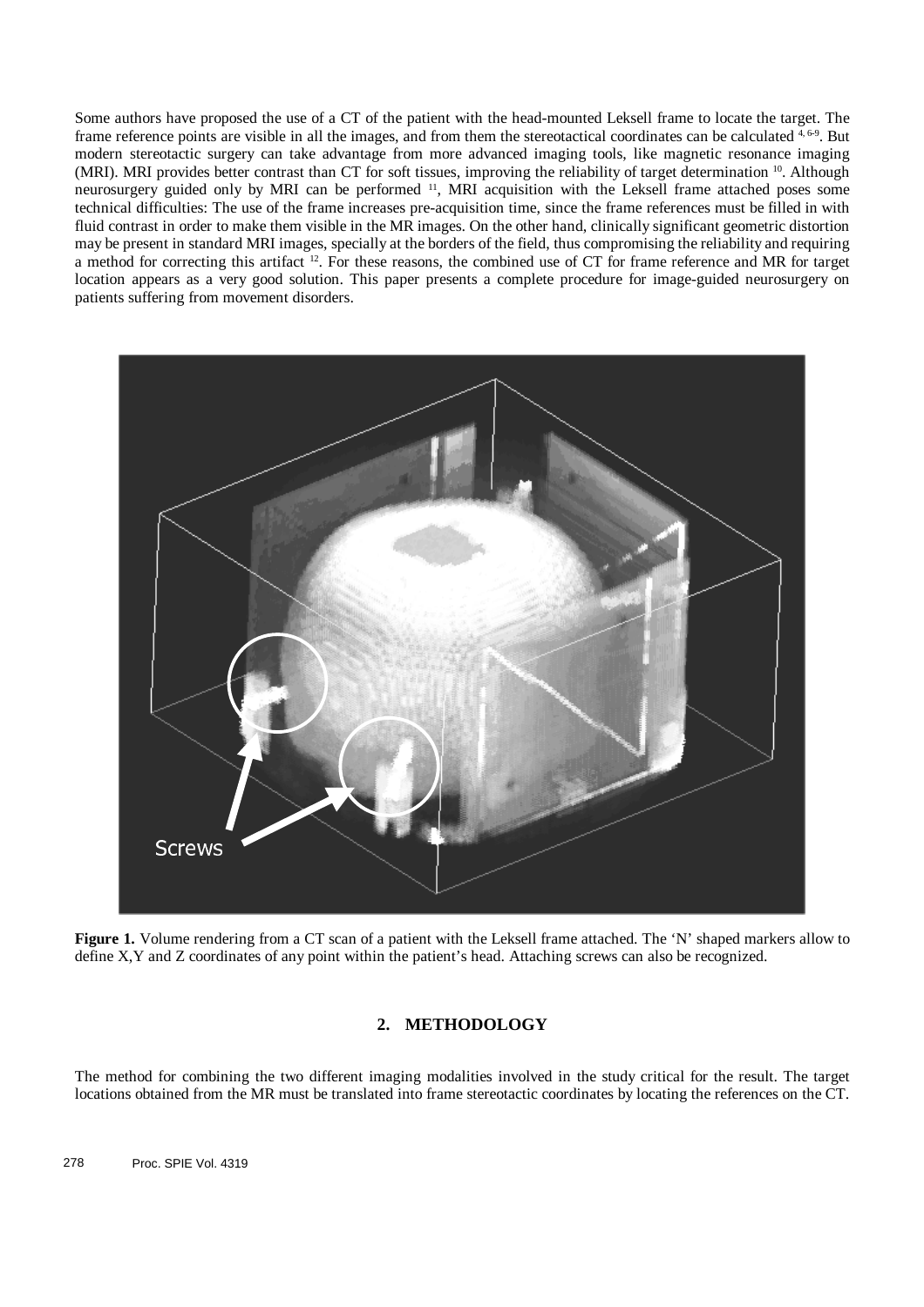Some authors have proposed the use of a CT of the patient with the head-mounted Leksell frame to locate the target. The frame reference points are visible in all the images, and from them the stereotactical coordinates can be calculated [4, 6-9]. But modern stereotactic surgery can take advantage from more advanced imaging tools, like magnetic resonance imaging (MRI). MRI provides better contrast than CT for soft tissues, improving the reliability of target determination [10]. Although neurosurgery guided only by MRI can be performed [11], MRI acquisition with the Leksell frame attached poses some technical difficulties: The use of the frame increases pre-acquisition time, since the frame references must be filled in with fluid contrast in order to make them visible in the MR images. On the other hand, clinically significant geometric distortion may be present in standard MRI images, specially at the borders of the field, thus compromising the reliability and requiring a method for correcting this artifact [12]. For these reasons, the combined use of CT for frame reference and MR for target location appears as a very good solution. This paper presents a complete procedure for image-guided neurosurgery on patients suffering from movement disorders.

**Figure 1.** Volume rendering from a CT scan of a patient with the Leksell frame attached. The 'N' shaped markers allow to define X,Y and Z coordinates of any point within the patient's head. Attaching screws can also be recognized.

## 2. METHODOLOGY

The method for combining the two different imaging modalities involved in the study critical for the result. The target locations obtained from the MR must be translated into frame stereotactic coordinates by locating the references on the CT.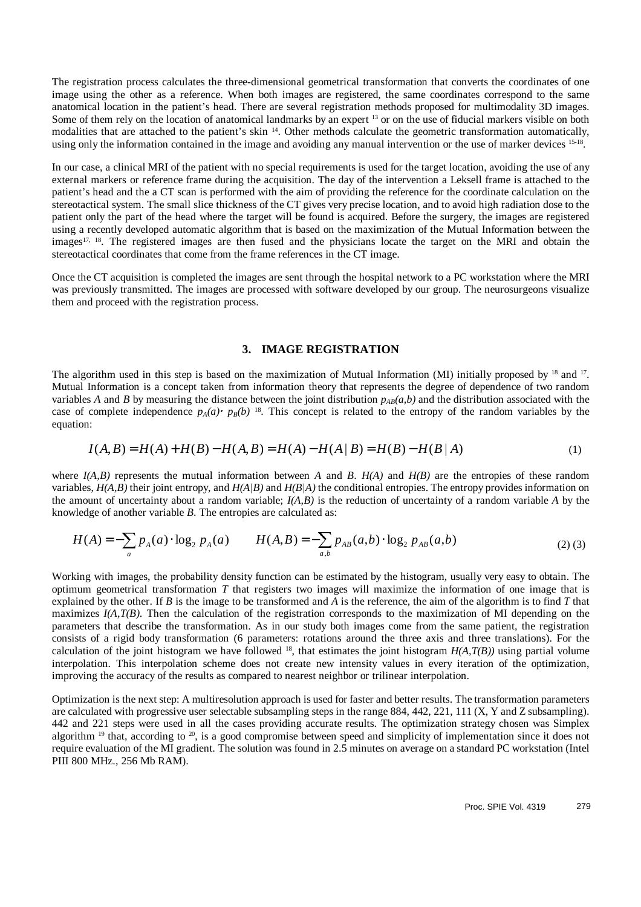The registration process calculates the three-dimensional geometrical transformation that converts the coordinates of one image using the other as a reference. When both images are registered, the same coordinates correspond to the same anatomical location in the patient's head. There are several registration methods proposed for multimodality 3D images. Some of them rely on the location of anatomical landmarks by an expert [13] or on the use of fiducial markers visible on both modalities that are attached to the patient's skin [14]. Other methods calculate the geometric transformation automatically, using only the information contained in the image and avoiding any manual intervention or the use of marker devices [15-18].

In our case, a clinical MRI of the patient with no special requirements is used for the target location, avoiding the use of any external markers or reference frame during the acquisition. The day of the intervention a Leksell frame is attached to the patient's head and the a CT scan is performed with the aim of providing the reference for the coordinate calculation on the stereotactical system. The small slice thickness of the CT gives very precise location, and to avoid high radiation dose to the patient only the part of the head where the target will be found is acquired. Before the surgery, the images are registered using a recently developed automatic algorithm that is based on the maximization of the Mutual Information between the images[17, 18]. The registered images are then fused and the physicians locate the target on the MRI and obtain the stereotactical coordinates that come from the frame references in the CT image.

Once the CT acquisition is completed the images are sent through the hospital network to a PC workstation where the MRI was previously transmitted. The images are processed with software developed by our group. The neurosurgeons visualize them and proceed with the registration process.

## 3. IMAGE REGISTRATION

The algorithm used in this step is based on the maximization of Mutual Information (MI) initially proposed by [18] and [17]. Mutual Information is a concept taken from information theory that represents the degree of dependence of two random variables $A$ and $B$ by measuring the distance between the joint distribution $p_{AB}(a,b)$ and the distribution associated with the case of complete independence $p_A(a)\cdot p_B(b)$ [18]. This concept is related to the entropy of the random variables by the equation:

$$I(A,B) = H(A) + H(B) - H(A,B) = H(A) - H(A\,|\,B) = H(B) - H(B\,|\,A) \tag{1}$$

where $I(A,B)$ represents the mutual information between $A$ and $B$. $H(A)$ and $H(B)$ are the entropies of these random variables, $H(A,B)$ their joint entropy, and $H(A|B)$ and $H(B|A)$ the conditional entropies. The entropy provides information on the amount of uncertainty about a random variable; $I(A,B)$ is the reduction of uncertainty of a random variable $A$ by the knowledge of another variable $B$. The entropies are calculated as:

$$H(A) = -\sum_a p_A(a)\cdot \log_2 p_A(a) \qquad H(A,B) = -\sum_{a,b} p_{AB}(a,b)\cdot \log_2 p_{AB}(a,b) \tag{2}(3)$$

Working with images, the probability density function can be estimated by the histogram, usually very easy to obtain. The optimum geometrical transformation $T$ that registers two images will maximize the information of one image that is explained by the other. If $B$ is the image to be transformed and $A$ is the reference, the aim of the algorithm is to find $T$ that maximizes $I(A,T(B)$. Then the calculation of the registration corresponds to the maximization of MI depending on the parameters that describe the transformation. As in our study both images come from the same patient, the registration consists of a rigid body transformation (6 parameters: rotations around the three axis and three translations). For the calculation of the joint histogram we have followed [18], that estimates the joint histogram $H(A,T(B))$ using partial volume interpolation. This interpolation scheme does not create new intensity values in every iteration of the optimization, improving the accuracy of the results as compared to nearest neighbor or trilinear interpolation.

Optimization is the next step: A multiresolution approach is used for faster and better results. The transformation parameters are calculated with progressive user selectable subsampling steps in the range 884, 442, 221, 111 (X, Y and Z subsampling). 442 and 221 steps were used in all the cases providing accurate results. The optimization strategy chosen was Simplex algorithm [19] that, according to [20], is a good compromise between speed and simplicity of implementation since it does not require evaluation of the MI gradient. The solution was found in 2.5 minutes on average on a standard PC workstation (Intel PIII 800 MHz., 256 Mb RAM).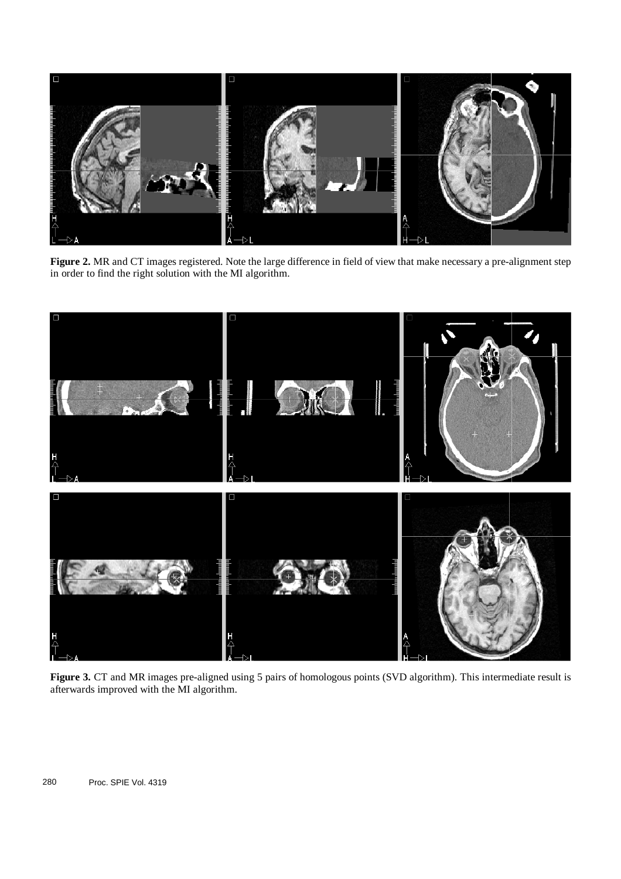**Figure 2.** MR and CT images registered. Note the large difference in field of view that make necessary a pre-alignment step in order to find the right solution with the MI algorithm.

**Figure 3.** CT and MR images pre-aligned using 5 pairs of homologous points (SVD algorithm). This intermediate result is afterwards improved with the MI algorithm.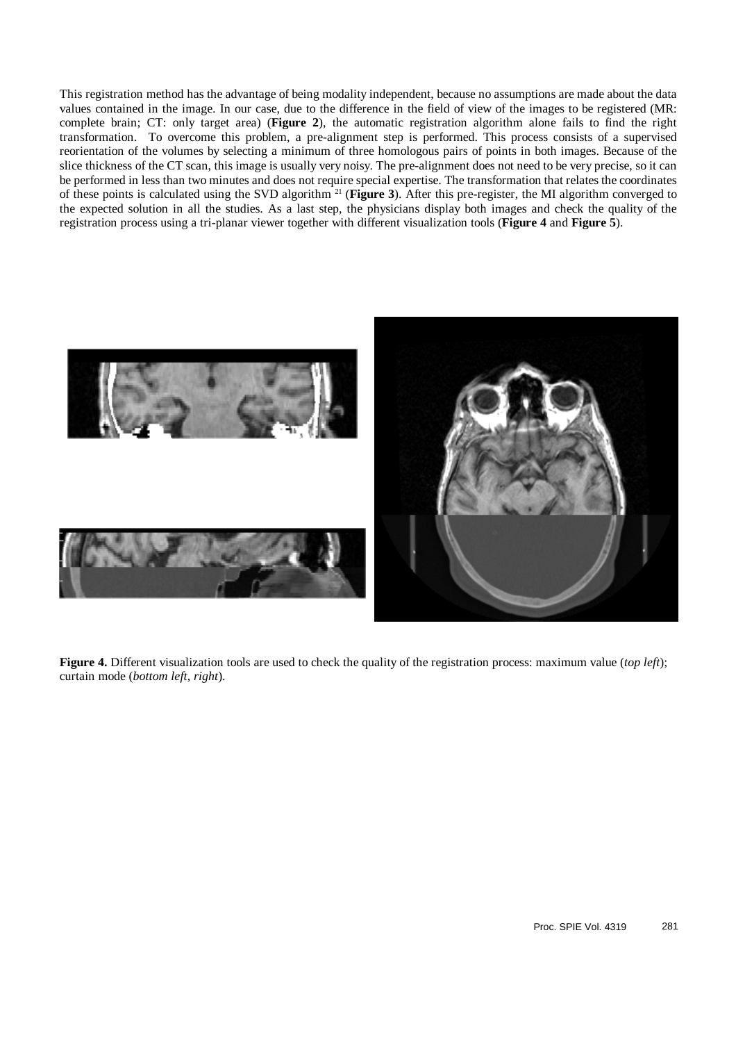This registration method has the advantage of being modality independent, because no assumptions are made about the data values contained in the image. In our case, due to the difference in the field of view of the images to be registered (MR: complete brain; CT: only target area) (**Figure 2**), the automatic registration algorithm alone fails to find the right transformation. To overcome this problem, a pre-alignment step is performed. This process consists of a supervised reorientation of the volumes by selecting a minimum of three homologous pairs of points in both images. Because of the slice thickness of the CT scan, this image is usually very noisy. The pre-alignment does not need to be very precise, so it can be performed in less than two minutes and does not require special expertise. The transformation that relates the coordinates of these points is calculated using the SVD algorithm [21] (**Figure 3**). After this pre-register, the MI algorithm converged to the expected solution in all the studies. As a last step, the physicians display both images and check the quality of the registration process using a tri-planar viewer together with different visualization tools (**Figure 4** and **Figure 5**).

**Figure 4.** Different visualization tools are used to check the quality of the registration process: maximum value (*top left*); curtain mode (*bottom left*, *right*).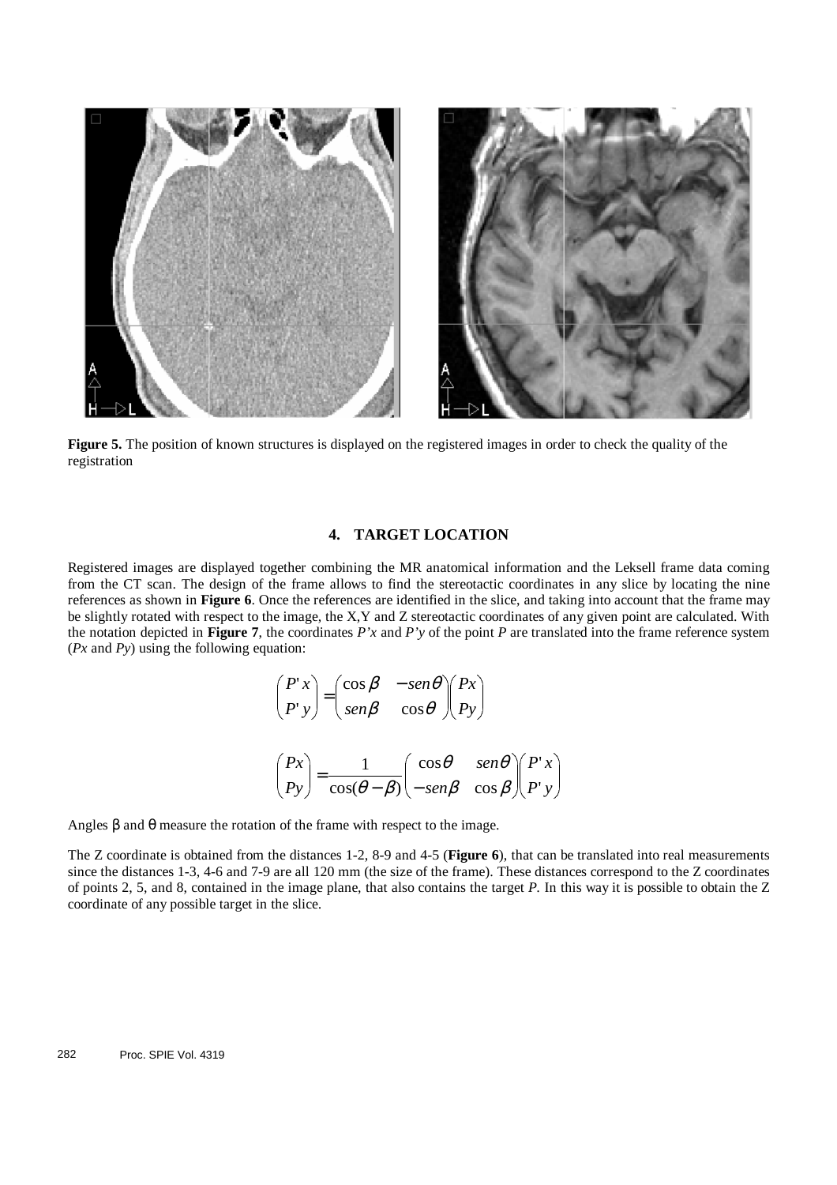**Figure 5.** The position of known structures is displayed on the registered images in order to check the quality of the registration

## 4. TARGET LOCATION

Registered images are displayed together combining the MR anatomical information and the Leksell frame data coming from the CT scan. The design of the frame allows to find the stereotactic coordinates in any slice by locating the nine references as shown in **Figure 6**. Once the references are identified in the slice, and taking into account that the frame may be slightly rotated with respect to the image, the X,Y and Z stereotactic coordinates of any given point are calculated. With the notation depicted in **Figure 7**, the coordinates *P'x* and *P'y* of the point *P* are translated into the frame reference system (*Px* and *Py*) using the following equation:

$$\begin{pmatrix} P'x \\ P'y \end{pmatrix} = \begin{pmatrix} \cos\beta & -sen\theta \\ sen\beta & \cos\theta \end{pmatrix} \begin{pmatrix} Px \\ Py \end{pmatrix}$$

$$\begin{pmatrix} Px \\ Py \end{pmatrix} = \frac{1}{\cos(\theta - \beta)} \begin{pmatrix} \cos\theta & sen\theta \\ -sen\beta & \cos\beta \end{pmatrix} \begin{pmatrix} P'x \\ P'y \end{pmatrix}$$

Angles $\beta$ and $\theta$ measure the rotation of the frame with respect to the image.

The Z coordinate is obtained from the distances 1-2, 8-9 and 4-5 (**Figure 6**), that can be translated into real measurements since the distances 1-3, 4-6 and 7-9 are all 120 mm (the size of the frame). These distances correspond to the Z coordinates of points 2, 5, and 8, contained in the image plane, that also contains the target *P*. In this way it is possible to obtain the Z coordinate of any possible target in the slice.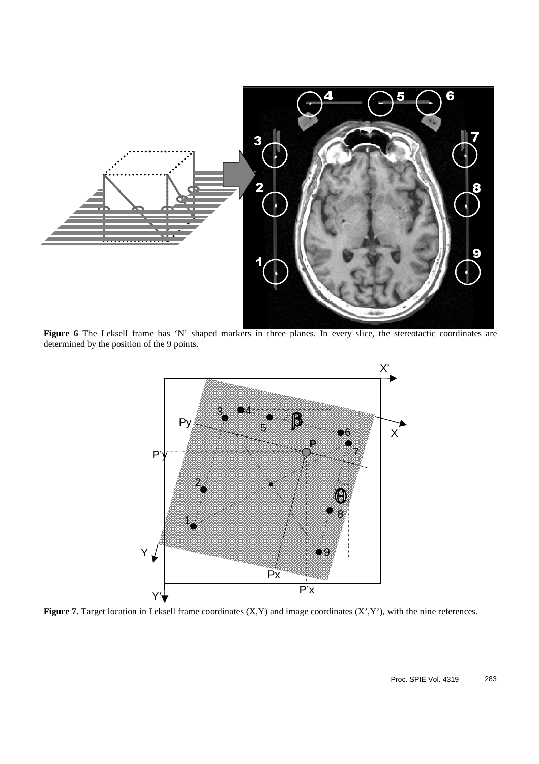**Figure 6** The Leksell frame has 'N' shaped markers in three planes. In every slice, the stereotactic coordinates are determined by the position of the 9 points.

**Figure 7.** Target location in Leksell frame coordinates (X,Y) and image coordinates (X',Y'), with the nine references.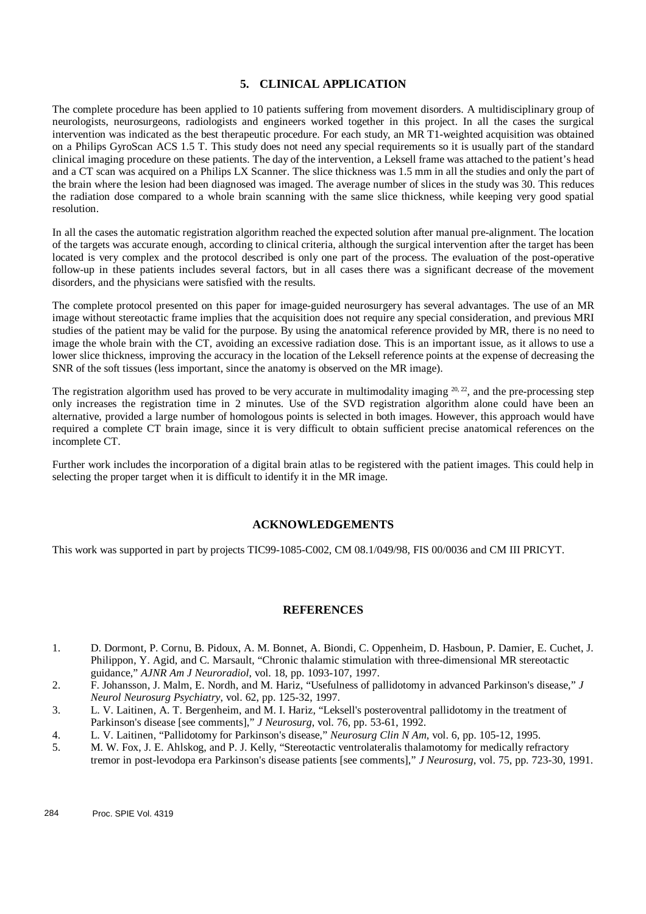## 5. CLINICAL APPLICATION

The complete procedure has been applied to 10 patients suffering from movement disorders. A multidisciplinary group of neurologists, neurosurgeons, radiologists and engineers worked together in this project. In all the cases the surgical intervention was indicated as the best therapeutic procedure. For each study, an MR T1-weighted acquisition was obtained on a Philips GyroScan ACS 1.5 T. This study does not need any special requirements so it is usually part of the standard clinical imaging procedure on these patients. The day of the intervention, a Leksell frame was attached to the patient's head and a CT scan was acquired on a Philips LX Scanner. The slice thickness was 1.5 mm in all the studies and only the part of the brain where the lesion had been diagnosed was imaged. The average number of slices in the study was 30. This reduces the radiation dose compared to a whole brain scanning with the same slice thickness, while keeping very good spatial resolution.

In all the cases the automatic registration algorithm reached the expected solution after manual pre-alignment. The location of the targets was accurate enough, according to clinical criteria, although the surgical intervention after the target has been located is very complex and the protocol described is only one part of the process. The evaluation of the post-operative follow-up in these patients includes several factors, but in all cases there was a significant decrease of the movement disorders, and the physicians were satisfied with the results.

The complete protocol presented on this paper for image-guided neurosurgery has several advantages. The use of an MR image without stereotactic frame implies that the acquisition does not require any special consideration, and previous MRI studies of the patient may be valid for the purpose. By using the anatomical reference provided by MR, there is no need to image the whole brain with the CT, avoiding an excessive radiation dose. This is an important issue, as it allows to use a lower slice thickness, improving the accuracy in the location of the Leksell reference points at the expense of decreasing the SNR of the soft tissues (less important, since the anatomy is observed on the MR image).

The registration algorithm used has proved to be very accurate in multimodality imaging [20, 22], and the pre-processing step only increases the registration time in 2 minutes. Use of the SVD registration algorithm alone could have been an alternative, provided a large number of homologous points is selected in both images. However, this approach would have required a complete CT brain image, since it is very difficult to obtain sufficient precise anatomical references on the incomplete CT.

Further work includes the incorporation of a digital brain atlas to be registered with the patient images. This could help in selecting the proper target when it is difficult to identify it in the MR image.

## ACKNOWLEDGEMENTS

This work was supported in part by projects TIC99-1085-C002, CM 08.1/049/98, FIS 00/0036 and CM III PRICYT.

## REFERENCES

1. D. Dormont, P. Cornu, B. Pidoux, A. M. Bonnet, A. Biondi, C. Oppenheim, D. Hasboun, P. Damier, E. Cuchet, J. Philippon, Y. Agid, and C. Marsault, "Chronic thalamic stimulation with three-dimensional MR stereotactic guidance," *AJNR Am J Neuroradiol*, vol. 18, pp. 1093-107, 1997.
2. F. Johansson, J. Malm, E. Nordh, and M. Hariz, "Usefulness of pallidotomy in advanced Parkinson's disease," *J Neurol Neurosurg Psychiatry*, vol. 62, pp. 125-32, 1997.
3. L. V. Laitinen, A. T. Bergenheim, and M. I. Hariz, "Leksell's posteroventral pallidotomy in the treatment of Parkinson's disease [see comments]," *J Neurosurg*, vol. 76, pp. 53-61, 1992.
4. L. V. Laitinen, "Pallidotomy for Parkinson's disease," *Neurosurg Clin N Am*, vol. 6, pp. 105-12, 1995.
5. M. W. Fox, J. E. Ahlskog, and P. J. Kelly, "Stereotactic ventrolateralis thalamotomy for medically refractory tremor in post-levodopa era Parkinson's disease patients [see comments]," *J Neurosurg*, vol. 75, pp. 723-30, 1991.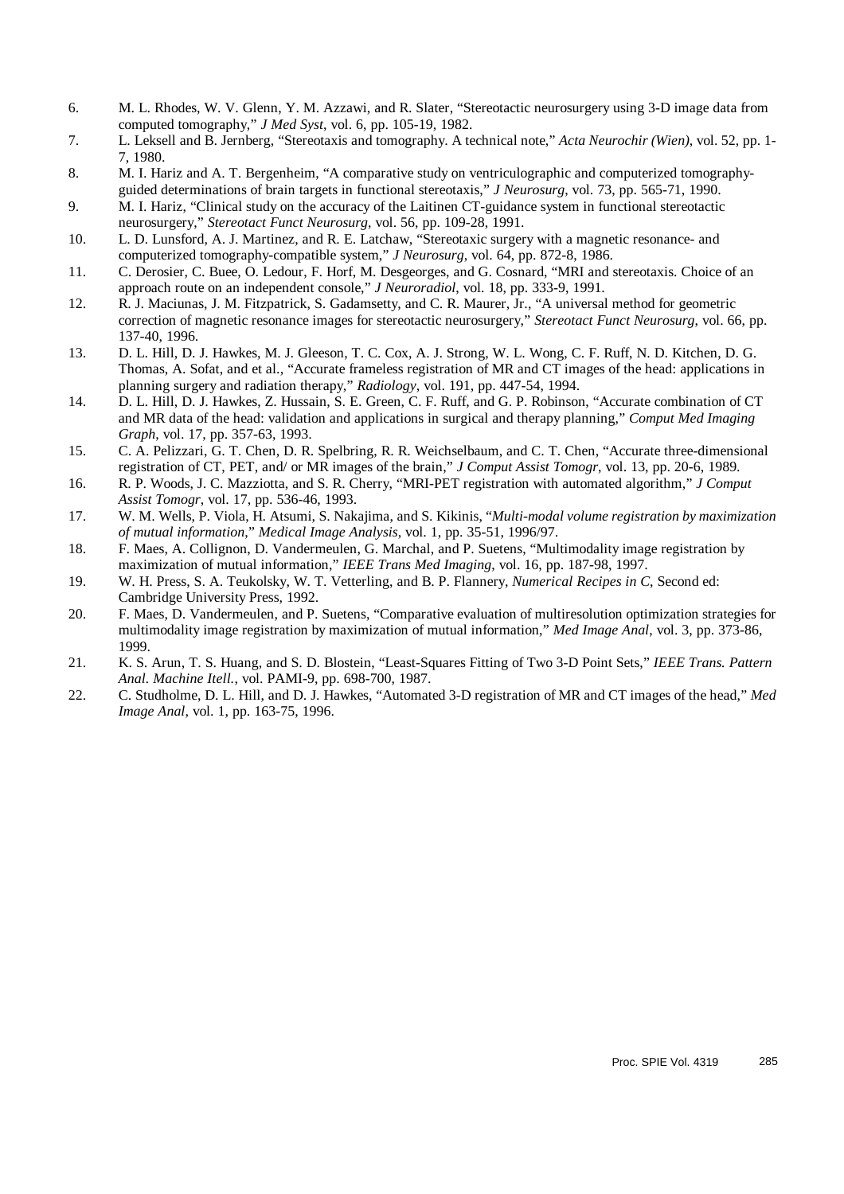6. M. L. Rhodes, W. V. Glenn, Y. M. Azzawi, and R. Slater, "Stereotactic neurosurgery using 3-D image data from computed tomography," *J Med Syst*, vol. 6, pp. 105-19, 1982.
7. L. Leksell and B. Jernberg, "Stereotaxis and tomography. A technical note," *Acta Neurochir (Wien)*, vol. 52, pp. 1-7, 1980.
8. M. I. Hariz and A. T. Bergenheim, "A comparative study on ventriculographic and computerized tomography-guided determinations of brain targets in functional stereotaxis," *J Neurosurg*, vol. 73, pp. 565-71, 1990.
9. M. I. Hariz, "Clinical study on the accuracy of the Laitinen CT-guidance system in functional stereotactic neurosurgery," *Stereotact Funct Neurosurg*, vol. 56, pp. 109-28, 1991.
10. L. D. Lunsford, A. J. Martinez, and R. E. Latchaw, "Stereotaxic surgery with a magnetic resonance- and computerized tomography-compatible system," *J Neurosurg*, vol. 64, pp. 872-8, 1986.
11. C. Derosier, C. Buee, O. Ledour, F. Horf, M. Desgeorges, and G. Cosnard, "MRI and stereotaxis. Choice of an approach route on an independent console," *J Neuroradiol*, vol. 18, pp. 333-9, 1991.
12. R. J. Maciunas, J. M. Fitzpatrick, S. Gadamsetty, and C. R. Maurer, Jr., "A universal method for geometric correction of magnetic resonance images for stereotactic neurosurgery," *Stereotact Funct Neurosurg*, vol. 66, pp. 137-40, 1996.
13. D. L. Hill, D. J. Hawkes, M. J. Gleeson, T. C. Cox, A. J. Strong, W. L. Wong, C. F. Ruff, N. D. Kitchen, D. G. Thomas, A. Sofat, and et al., "Accurate frameless registration of MR and CT images of the head: applications in planning surgery and radiation therapy," *Radiology*, vol. 191, pp. 447-54, 1994.
14. D. L. Hill, D. J. Hawkes, Z. Hussain, S. E. Green, C. F. Ruff, and G. P. Robinson, "Accurate combination of CT and MR data of the head: validation and applications in surgical and therapy planning," *Comput Med Imaging Graph*, vol. 17, pp. 357-63, 1993.
15. C. A. Pelizzari, G. T. Chen, D. R. Spelbring, R. R. Weichselbaum, and C. T. Chen, "Accurate three-dimensional registration of CT, PET, and/ or MR images of the brain," *J Comput Assist Tomogr*, vol. 13, pp. 20-6, 1989.
16. R. P. Woods, J. C. Mazziotta, and S. R. Cherry, "MRI-PET registration with automated algorithm," *J Comput Assist Tomogr*, vol. 17, pp. 536-46, 1993.
17. W. M. Wells, P. Viola, H. Atsumi, S. Nakajima, and S. Kikinis, "*Multi-modal volume registration by maximization of mutual information*," *Medical Image Analysis*, vol. 1, pp. 35-51, 1996/97.
18. F. Maes, A. Collignon, D. Vandermeulen, G. Marchal, and P. Suetens, "Multimodality image registration by maximization of mutual information," *IEEE Trans Med Imaging*, vol. 16, pp. 187-98, 1997.
19. W. H. Press, S. A. Teukolsky, W. T. Vetterling, and B. P. Flannery, *Numerical Recipes in C*, Second ed: Cambridge University Press, 1992.
20. F. Maes, D. Vandermeulen, and P. Suetens, "Comparative evaluation of multiresolution optimization strategies for multimodality image registration by maximization of mutual information," *Med Image Anal*, vol. 3, pp. 373-86, 1999.
21. K. S. Arun, T. S. Huang, and S. D. Blostein, "Least-Squares Fitting of Two 3-D Point Sets," *IEEE Trans. Pattern Anal. Machine Itell.*, vol. PAMI-9, pp. 698-700, 1987.
22. C. Studholme, D. L. Hill, and D. J. Hawkes, "Automated 3-D registration of MR and CT images of the head," *Med Image Anal*, vol. 1, pp. 163-75, 1996.